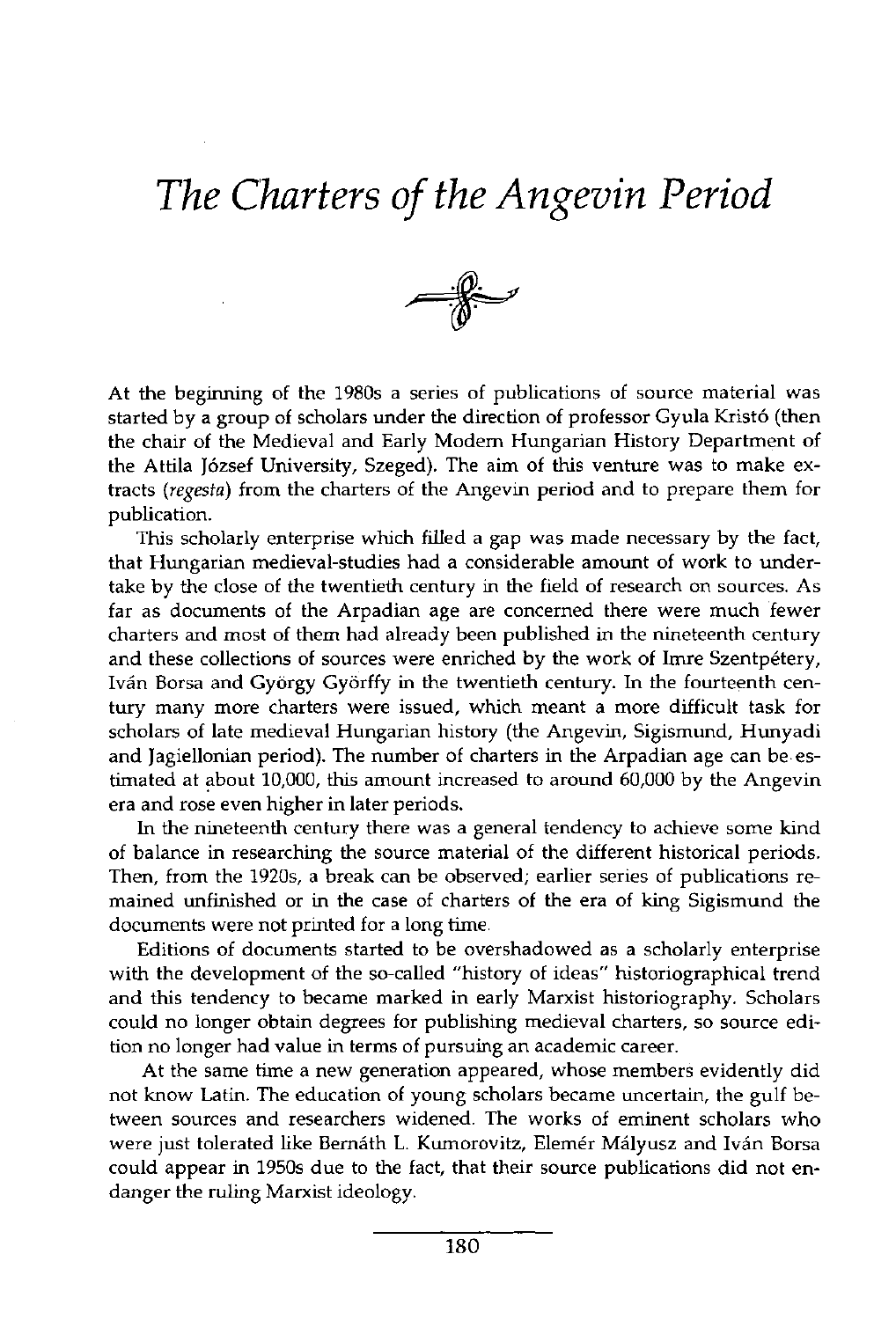# The Charters of the Angevin Period

At the beginning of the 1980s a series of publications of source material was started by a group of scholars under the direction of professor Gyula Kristó (then the chair of the Medieval and Early Modern Hungarian History Department of the Attila József University, Szeged). The aim of this venture was to make extracts (*regesta*) from the charters of the Angevin period and to prepare them for publication.

This scholarly enterprise which filled a gap was made necessary by the fact, that Hungarian medieval-studies had a considerable amount of work to undertake by the close of the twentieth century in the field of research on sources. As far as documents of the Arpadian age are concerned there were much fewer charters and most of them had already been published in the nineteenth century and these collections of sources were enriched by the work of Imre Szentpétery, Iván Borsa and György Györffy in the twentieth century. In the fourteenth century many more charters were issued, which meant a more difficult task for scholars of late medieval Hungarian history (the Angevin, Sigismund, Hunyadi and Jagiellonian period). The number of charters in the Arpadian age can be estimated at about 10,000, this amount increased to around 60,000 by the Angevin era and rose even higher in later periods.

In the nineteenth century there was a general tendency to achieve some kind of balance in researching the source material of the different historical periods. Then, from the 1920s, a break can be observed; earlier series of publications remained unfinished or in the case of charters of the era of king Sigismund the documents were not printed for a long time.

Editions of documents started to be overshadowed as a scholarly enterprise with the development of the so-called "history of ideas" historiographical trend and this tendency to became marked in early Marxist historiography. Scholars could no longer obtain degrees for publishing medieval charters, so source edition no longer had value in terms of pursuing an academic career.

At the same time a new generation appeared, whose members evidently did not know Latin. The education of young scholars became uncertain, the gulf between sources and researchers widened. The works of eminent scholars who were just tolerated like Bernáth L. Kumorovitz, Elemér Mályusz and Iván Borsa could appear in 1950s due to the fact, that their source publications did not endanger the ruling Marxist ideology.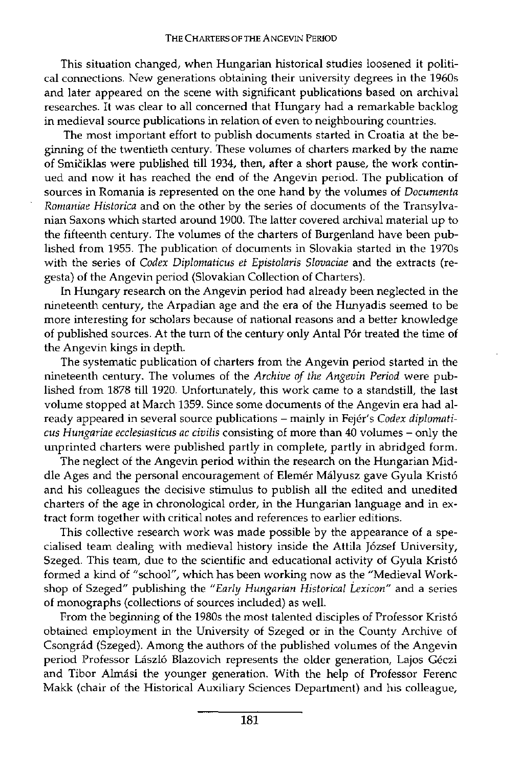This situation changed, when Hungarian historical studies loosened it political connections. New generations obtaining their university degrees in the 1960s and later appeared on the scene with significant publications based on archival researches. It was clear to all concerned that Hungary had a remarkable backlog in medieval source publications in relation of even to neighbouring countries.

The most important effort to publish documents started in Croatia at the beginning of the twentieth century. These volumes of charters marked by the name of Smičiklas were published till 1934, then, after a short pause, the work continued and now it has reached the end of the Angevin period. The publication of sources in Romania is represented on the one hand by the volumes of *Documenta Romaniae Historica* and on the other by the series of documents of the Transylvanian Saxons which started around 1900. The latter covered archival material up to the fifteenth century. The volumes of the charters of Burgenland have been published from 1955. The publication of documents in Slovakia started in the 1970s with the series of *Codex Diplomaticus et Epistolaris Slovaciae* and the extracts (regesta) of the Angevin period (Slovakian Collection of Charters).

In Hungary research on the Angevin period had already been neglected in the nineteenth century, the Arpadian age and the era of the Hunyadis seemed to be more interesting for scholars because of national reasons and a better knowledge of published sources. At the turn of the century only Antal Pór treated the time of the Angevin kings in depth.

The systematic publication of charters from the Angevin period started in the nineteenth century. The volumes of the *Archive of the Angevin Period* were published from 1878 till 1920. Unfortunately, this work came to a standstill, the last volume stopped at March 1359. Since some documents of the Angevin era had already appeared in several source publications – mainly in Fejér's *Codex diplomaticus Hungariae ecclesiasticus ac civilis* consisting of more than 40 volumes – only the unprinted charters were published partly in complete, partly in abridged form.

The neglect of the Angevin period within the research on the Hungarian Middle Ages and the personal encouragement of Elemér Mályusz gave Gyula Kristó and his colleagues the decisive stimulus to publish all the edited and unedited charters of the age in chronological order, in the Hungarian language and in extract form together with critical notes and references to earlier editions.

This collective research work was made possible by the appearance of a specialised team dealing with medieval history inside the Attila József University, Szeged. This team, due to the scientific and educational activity of Gyula Kristó formed a kind of "school", which has been working now as the "Medieval Workshop of Szeged" publishing the *"Early Hungarian Historical Lexicon"* and a series of monographs (collections of sources included) as well.

From the beginning of the 1980s the most talented disciples of Professor Kristó obtained employment in the University of Szeged or in the County Archive of Csongrád (Szeged). Among the authors of the published volumes of the Angevin period Professor László Blazovich represents the older generation, Lajos Géczi and Tibor Almási the younger generation. With the help of Professor Ferenc Makk (chair of the Historical Auxiliary Sciences Department) and his colleague,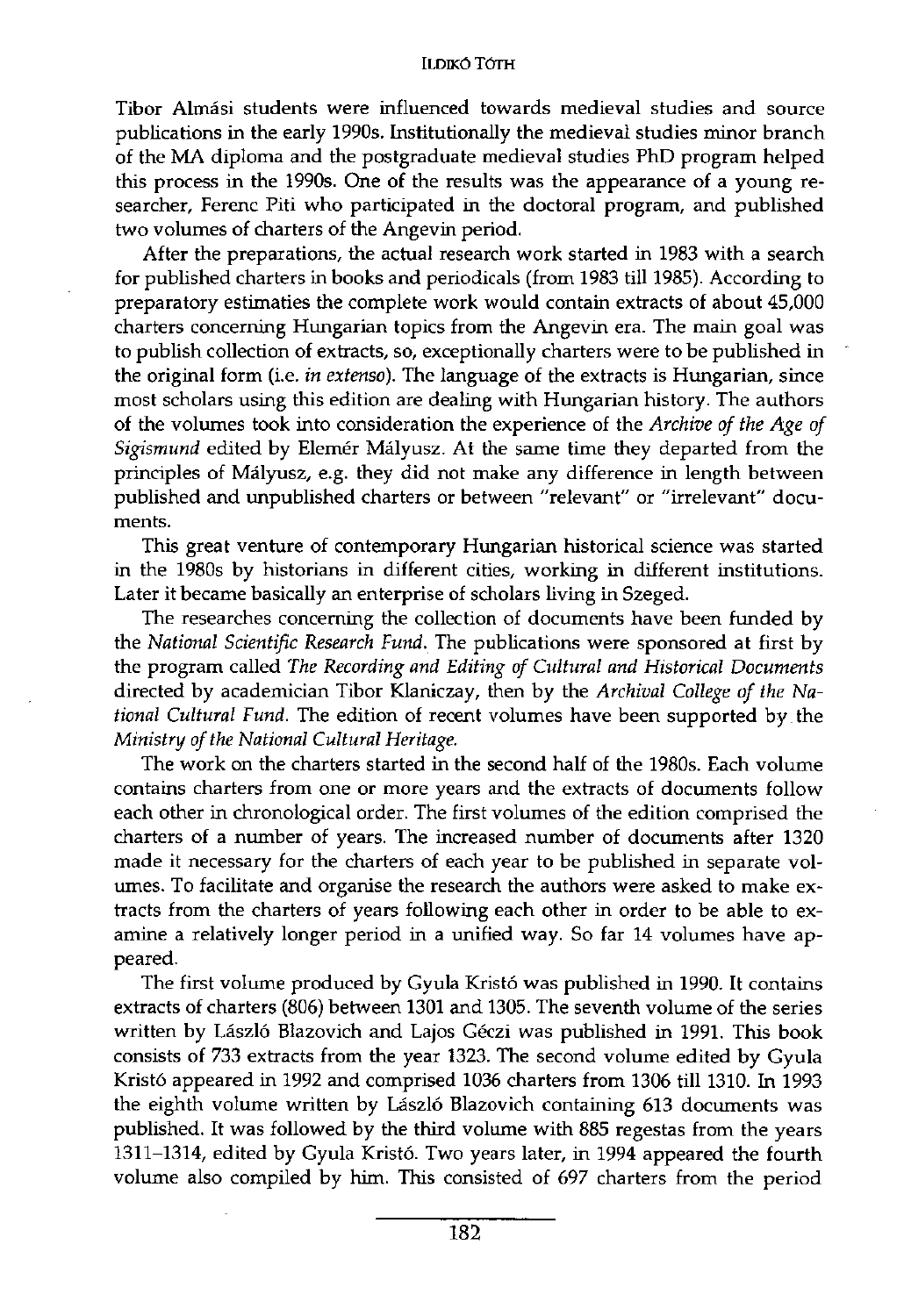Tibor Almási students were influenced towards medieval studies and source publications in the early 1990s. Institutionally the medieval studies minor branch of the MA diploma and the postgraduate medieval studies PhD program helped this process in the 1990s. One of the results was the appearance of a young researcher, Ferenc Piti who participated in the doctoral program, and published two volumes of charters of the Angevin period.

After the preparations, the actual research work started in 1983 with a search for published charters in books and periodicals (from 1983 till 1985). According to preparatory estimaties the complete work would contain extracts of about 45,000 charters concerning Hungarian topics from the Angevin era. The main goal was to publish collection of extracts, so, exceptionally charters were to be published in the original form (i.e. *in extenso*). The language of the extracts is Hungarian, since most scholars using this edition are dealing with Hungarian history. The authors of the volumes took into consideration the experience of the *Archive of the Age of Sigismund* edited by Elemér Mályusz. At the same time they departed from the principles of Mályusz, e.g. they did not make any difference in length between published and unpublished charters or between "relevant" or "irrelevant" documents.

This great venture of contemporary Hungarian historical science was started in the 1980s by historians in different cities, working in different institutions. Later it became basically an enterprise of scholars living in Szeged.

The researches concerning the collection of documents have been funded by the *National Scientific Research Fund*. The publications were sponsored at first by the program called *The Recording and Editing of Cultural and Historical Documents* directed by academician Tibor Klaniczay, then by the *Archival College of the National Cultural Fund*. The edition of recent volumes have been supported by the *Ministry of the National Cultural Heritage*.

The work on the charters started in the second half of the 1980s. Each volume contains charters from one or more years and the extracts of documents follow each other in chronological order. The first volumes of the edition comprised the charters of a number of years. The increased number of documents after 1320 made it necessary for the charters of each year to be published in separate volumes. To facilitate and organise the research the authors were asked to make extracts from the charters of years following each other in order to be able to examine a relatively longer period in a unified way. So far 14 volumes have appeared.

The first volume produced by Gyula Kristó was published in 1990. It contains extracts of charters (806) between 1301 and 1305. The seventh volume of the series written by László Blazovich and Lajos Géczi was published in 1991. This book consists of 733 extracts from the year 1323. The second volume edited by Gyula Kristó appeared in 1992 and comprised 1036 charters from 1306 till 1310. In 1993 the eighth volume written by László Blazovich containing 613 documents was published. It was followed by the third volume with 885 regestas from the years 1311–1314, edited by Gyula Kristó. Two years later, in 1994 appeared the fourth volume also compiled by him. This consisted of 697 charters from the period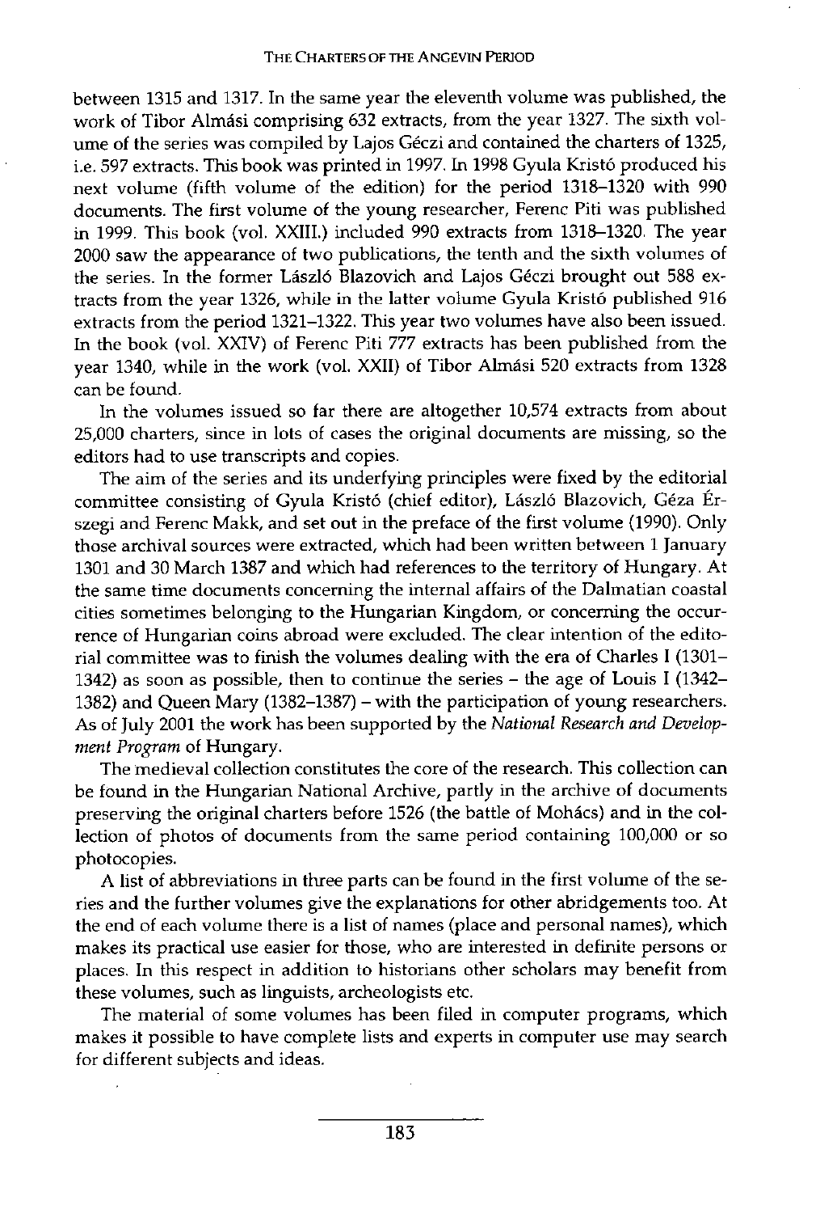between 1315 and 1317. In the same year the eleventh volume was published, the work of Tibor Almási comprising 632 extracts, from the year 1327. The sixth volume of the series was compiled by Lajos Géczi and contained the charters of 1325, i.e. 597 extracts. This book was printed in 1997. In 1998 Gyula Kristó produced his next volume (fifth volume of the edition) for the period 1318–1320 with 990 documents. The first volume of the young researcher, Ferenc Piti was published in 1999. This book (vol. XXIII.) included 990 extracts from 1318–1320. The year 2000 saw the appearance of two publications, the tenth and the sixth volumes of the series. In the former László Blazovich and Lajos Géczi brought out 588 extracts from the year 1326, while in the latter volume Gyula Kristó published 916 extracts from the period 1321–1322. This year two volumes have also been issued. In the book (vol. XXIV) of Ferenc Piti 777 extracts has been published from the year 1340, while in the work (vol. XXII) of Tibor Almási 520 extracts from 1328 can be found.

In the volumes issued so far there are altogether 10,574 extracts from about 25,000 charters, since in lots of cases the original documents are missing, so the editors had to use transcripts and copies.

The aim of the series and its underfying principles were fixed by the editorial committee consisting of Gyula Kristó (chief editor), László Blazovich, Géza Érszegi and Ferenc Makk, and set out in the preface of the first volume (1990). Only those archival sources were extracted, which had been written between 1 January 1301 and 30 March 1387 and which had references to the territory of Hungary. At the same time documents concerning the internal affairs of the Dalmatian coastal cities sometimes belonging to the Hungarian Kingdom, or concerning the occurrence of Hungarian coins abroad were excluded. The clear intention of the editorial committee was to finish the volumes dealing with the era of Charles I (1301–1342) as soon as possible, then to continue the series – the age of Louis I (1342–1382) and Queen Mary (1382–1387) – with the participation of young researchers. As of July 2001 the work has been supported by the *National Research and Development Program* of Hungary.

The medieval collection constitutes the core of the research. This collection can be found in the Hungarian National Archive, partly in the archive of documents preserving the original charters before 1526 (the battle of Mohács) and in the collection of photos of documents from the same period containing 100,000 or so photocopies.

A list of abbreviations in three parts can be found in the first volume of the series and the further volumes give the explanations for other abridgements too. At the end of each volume there is a list of names (place and personal names), which makes its practical use easier for those, who are interested in definite persons or places. In this respect in addition to historians other scholars may benefit from these volumes, such as linguists, archeologists etc.

The material of some volumes has been filed in computer programs, which makes it possible to have complete lists and experts in computer use may search for different subjects and ideas.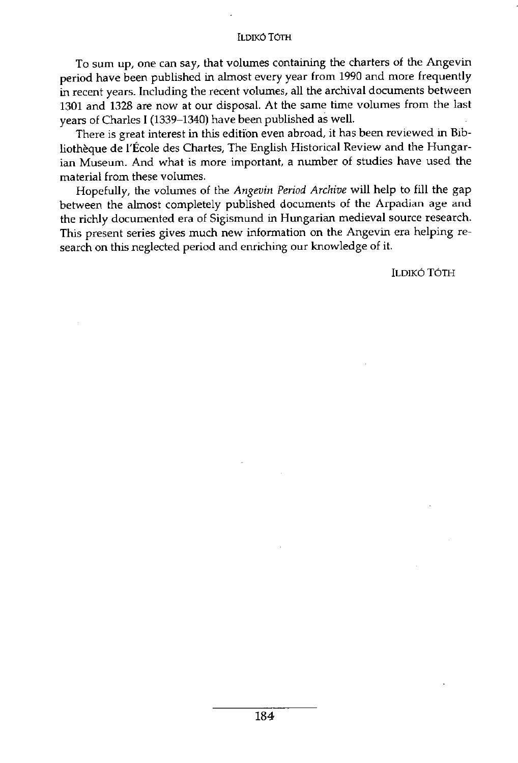To sum up, one can say, that volumes containing the charters of the Angevin period have been published in almost every year from 1990 and more frequently in recent years. Including the recent volumes, all the archival documents between 1301 and 1328 are now at our disposal. At the same time volumes from the last years of Charles I (1339–1340) have been published as well.

There is great interest in this edition even abroad, it has been reviewed in Bibliothèque de l'École des Chartes, The English Historical Review and the Hungarian Museum. And what is more important, a number of studies have used the material from these volumes.

Hopefully, the volumes of the *Angevin Period Archive* will help to fill the gap between the almost completely published documents of the Arpadian age and the richly documented era of Sigismund in Hungarian medieval source research. This present series gives much new information on the Angevin era helping research on this neglected period and enriching our knowledge of it.

ILDIKÓ TÓTH